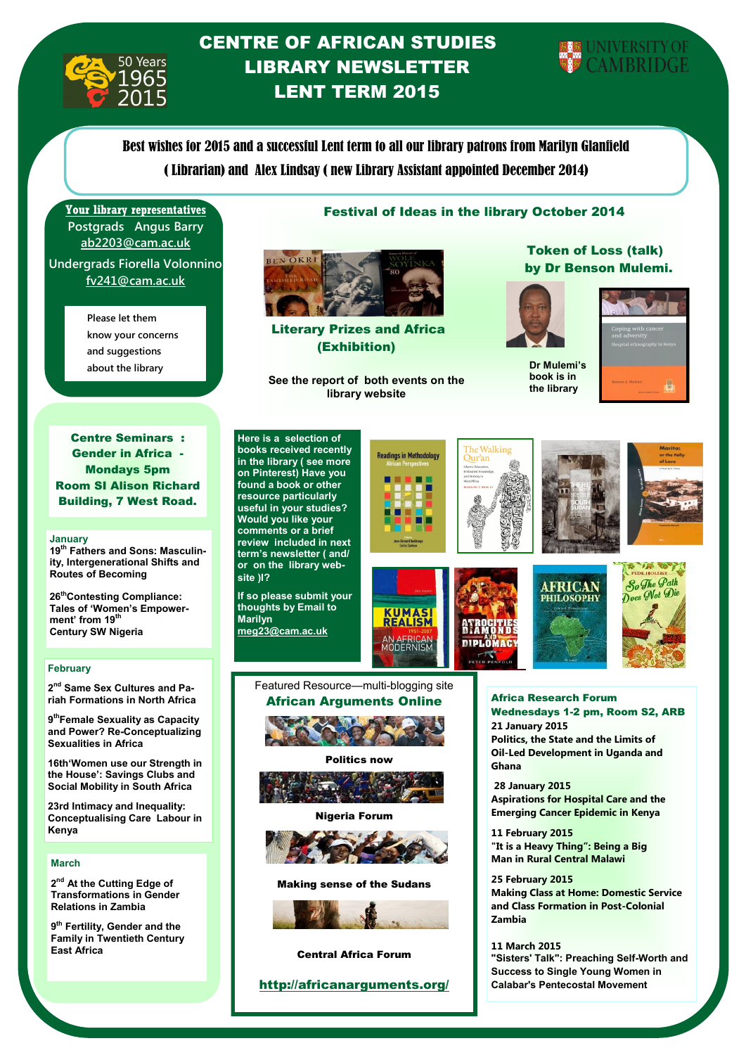# CENTRE OF AFRICAN STUDIES LIBRARY NEWSLETTER LENT TERM 2015

50 Years 1965 2015

UNIVERSITY OF CAMBRIDGE

**Best wishes for 2015 and a successful Lent term to all our library patrons from Marilyn Glanfield ( Librarian) and Alex Lindsay ( new Library Assistant appointed December 2014)**

## Your library representatives

Postgrads Angus Barry
ab2203@cam.ac.uk

Undergrads Fiorella Volonnino
fv241@cam.ac.uk

Please let them know your concerns and suggestions about the library

## Festival of Ideas in the library October 2014

### Literary Prizes and Africa (Exhibition)

### Token of Loss (talk) by Dr Benson Mulemi.

Dr Mulemi's book is in the library

See the report of both events on the library website

## Centre Seminars : Gender in Africa - Mondays 5pm Room SI Alison Richard Building, 7 West Road.

**January**

19th Fathers and Sons: Masculinity, Intergenerational Shifts and Routes of Becoming

26th Contesting Compliance: Tales of 'Women's Empowerment' from 19th Century SW Nigeria

**February**

2nd Same Sex Cultures and Pariah Formations in North Africa

9th Female Sexuality as Capacity and Power? Re-Conceptualizing Sexualities in Africa

16th 'Women use our Strength in the House': Savings Clubs and Social Mobility in South Africa

23rd Intimacy and Inequality: Conceptualising Care Labour in Kenya

**March**

2nd At the Cutting Edge of Transformations in Gender Relations in Zambia

9th Fertility, Gender and the Family in Twentieth Century East Africa

**Here is a selection of books received recently in the library ( see more on Pinterest) Have you found a book or other resource particularly useful in your studies? Would you like your comments or a brief review included in next term's newsletter ( and/ or on the library website )I?**

**If so please submit your thoughts by Email to Marilyn meg23@cam.ac.uk**

Featured Resource—multi-blogging site

## African Arguments Online

Politics now

Nigeria Forum

Making sense of the Sudans

Central Africa Forum

http://africanarguments.org/

## Africa Research Forum Wednesdays 1-2 pm, Room S2, ARB

**21 January 2015**
Politics, the State and the Limits of Oil-Led Development in Uganda and Ghana

**28 January 2015**
Aspirations for Hospital Care and the Emerging Cancer Epidemic in Kenya

**11 February 2015**
"It is a Heavy Thing": Being a Big Man in Rural Central Malawi

**25 February 2015**
Making Class at Home: Domestic Service and Class Formation in Post-Colonial Zambia

**11 March 2015**
"Sisters' Talk": Preaching Self-Worth and Success to Single Young Women in Calabar's Pentecostal Movement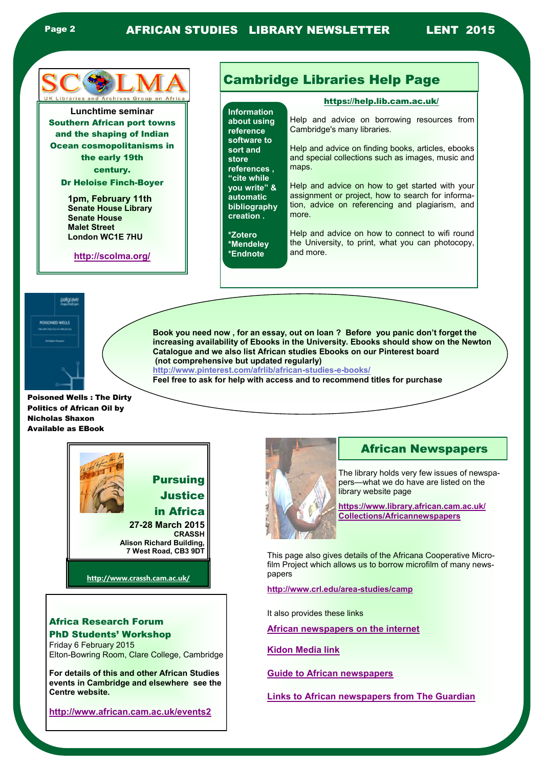SCOLMA

UK Libraries and Archives Group on Africa

**Lunchtime seminar**

**Southern African port towns and the shaping of Indian Ocean cosmopolitanisms in the early 19th century.**

**Dr Heloise Finch-Boyer**

**1pm, February 11th**
**Senate House Library**
**Senate House**
**Malet Street**
**London WC1E 7HU**

**http://scolma.org/**

## Cambridge Libraries Help Page

**https://help.lib.cam.ac.uk/**

**Information about using reference software to sort and store references , "cite while you write" & automatic bibliography creation .**

**\*Zotero**
**\*Mendeley**
**\*Endnote**

Help and advice on borrowing resources from Cambridge's many libraries.

Help and advice on finding books, articles, ebooks and special collections such as images, music and maps.

Help and advice on how to get started with your assignment or project, how to search for information, advice on referencing and plagiarism, and more.

Help and advice on how to connect to wifi round the University, to print, what you can photocopy, and more.

**Book you need now , for an essay, out on loan ? Before you panic don't forget the increasing availability of Ebooks in the University. Ebooks should show on the Newton Catalogue and we also list African studies Ebooks on our Pinterest board (not comprehensive but updated regularly)**
**http://www.pinterest.com/afrlib/african-studies-e-books/**
**Feel free to ask for help with access and to recommend titles for purchase**

**Poisoned Wells : The Dirty Politics of African Oil by Nicholas Shaxon Available as EBook**

## Pursuing Justice in Africa

**27-28 March 2015**
**CRASSH**
**Alison Richard Building,**
**7 West Road, CB3 9DT**

**http://www.crassh.cam.ac.uk/**

### Africa Research Forum PhD Students' Workshop

Friday 6 February 2015
Elton-Bowring Room, Clare College, Cambridge

**For details of this and other African Studies events in Cambridge and elsewhere see the Centre website.**

**http://www.african.cam.ac.uk/events2**

## African Newspapers

The library holds very few issues of newspapers—what we do have are listed on the library website page

**https://www.library.african.cam.ac.uk/Collections/Africannewspapers**

This page also gives details of the Africana Cooperative Microfilm Project which allows us to borrow microfilm of many newspapers

**http://www.crl.edu/area-studies/camp**

It also provides these links

**African newspapers on the internet**

**Kidon Media link**

**Guide to African newspapers**

**Links to African newspapers from The Guardian**